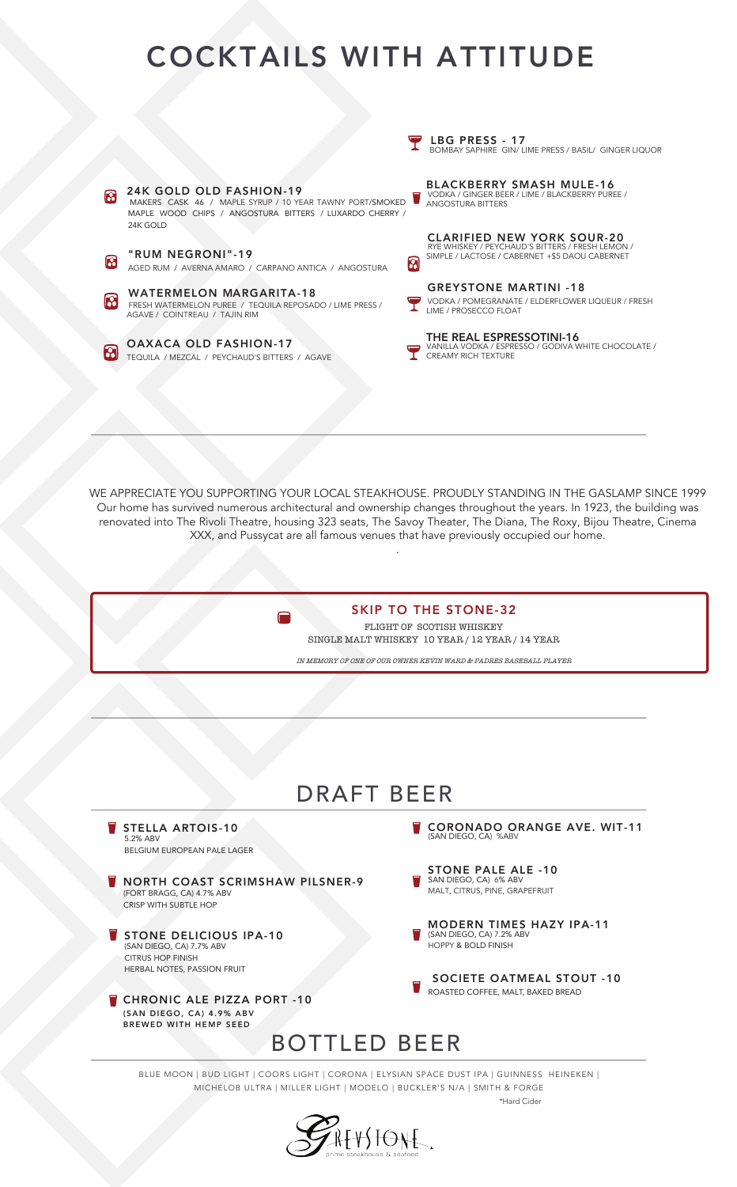# COCKTAILS WITH ATTITUDE

### 24K GOLD OLD FASHION-19
MAKERS CASK 46 / MAPLE SYRUP / 10 YEAR TAWNY PORT/SMOKED MAPLE WOOD CHIPS / ANGOSTURA BITTERS / LUXARDO CHERRY / 24K GOLD

### "RUM NEGRONI"-19
AGED RUM / AVERNA AMARO / CARPANO ANTICA / ANGOSTURA

### WATERMELON MARGARITA-18
FRESH WATERMELON PUREE / TEQUILA REPOSADO / LIME PRESS / AGAVE / COINTREAU / TAJIN RIM

### OAXACA OLD FASHION-17
TEQUILA / MEZCAL / PEYCHAUD'S BITTERS / AGAVE

### LBG PRESS - 17
BOMBAY SAPHIRE GIN/ LIME PRESS / BASIL/ GINGER LIQUOR

### BLACKBERRY SMASH MULE-16
VODKA / GINGER BEER / LIME / BLACKBERRY PUREE / ANGOSTURA BITTERS

### CLARIFIED NEW YORK SOUR-20
RYE WHISKEY / PEYCHAUD'S BITTERS / FRESH LEMON / SIMPLE / LACTOSE / CABERNET +$5 DAOU CABERNET

### GREYSTONE MARTINI -18
VODKA / POMEGRANATE / ELDERFLOWER LIQUEUR / FRESH LIME / PROSECCO FLOAT

### THE REAL ESPRESSOTINI-16
VANILLA VODKA / ESPRESSO / GODIVA WHITE CHOCOLATE / CREAMY RICH TEXTURE

---

WE APPRECIATE YOU SUPPORTING YOUR LOCAL STEAKHOUSE. PROUDLY STANDING IN THE GASLAMP SINCE 1999
Our home has survived numerous architectural and ownership changes throughout the years. In 1923, the building was renovated into The Rivoli Theatre, housing 323 seats, The Savoy Theater, The Diana, The Roxy, Bijou Theatre, Cinema XXX, and Pussycat are all famous venues that have previously occupied our home.

### SKIP TO THE STONE-32
FLIGHT OF SCOTISH WHISKEY
SINGLE MALT WHISKEY 10 YEAR / 12 YEAR / 14 YEAR

*IN MEMORY OF ONE OF OUR OWNER KEVIN WARD & PADRES BASEBALL PLAYER*

---

# DRAFT BEER

### STELLA ARTOIS-10
5.2% ABV
BELGIUM EUROPEAN PALE LAGER

### NORTH COAST SCRIMSHAW PILSNER-9
(FORT BRAGG, CA) 4.7% ABV
CRISP WITH SUBTLE HOP

### STONE DELICIOUS IPA-10
(SAN DIEGO, CA) 7.7% ABV
CITRUS HOP FINISH
HERBAL NOTES, PASSION FRUIT

### CHRONIC ALE PIZZA PORT -10
(SAN DIEGO, CA) 4.9% ABV
BREWED WITH HEMP SEED

### CORONADO ORANGE AVE. WIT-11
(SAN DIEGO, CA) %ABV

### STONE PALE ALE -10
SAN DIEGO, CA) 6% ABV
MALT, CITRUS, PINE, GRAPEFRUIT

### MODERN TIMES HAZY IPA-11
(SAN DIEGO, CA) 7.2% ABV
HOPPY & BOLD FINISH

### SOCIETE OATMEAL STOUT -10
ROASTED COFFEE, MALT, BAKED BREAD

# BOTTLED BEER

BLUE MOON | BUD LIGHT | COORS LIGHT | CORONA | ELYSIAN SPACE DUST IPA | GUINNESS HEINEKEN | MICHELOB ULTRA | MILLER LIGHT | MODELO | BUCKLER'S N/A | SMITH & FORGE

*Hard Cider

GREYSTONE
prime steakhouse & seafood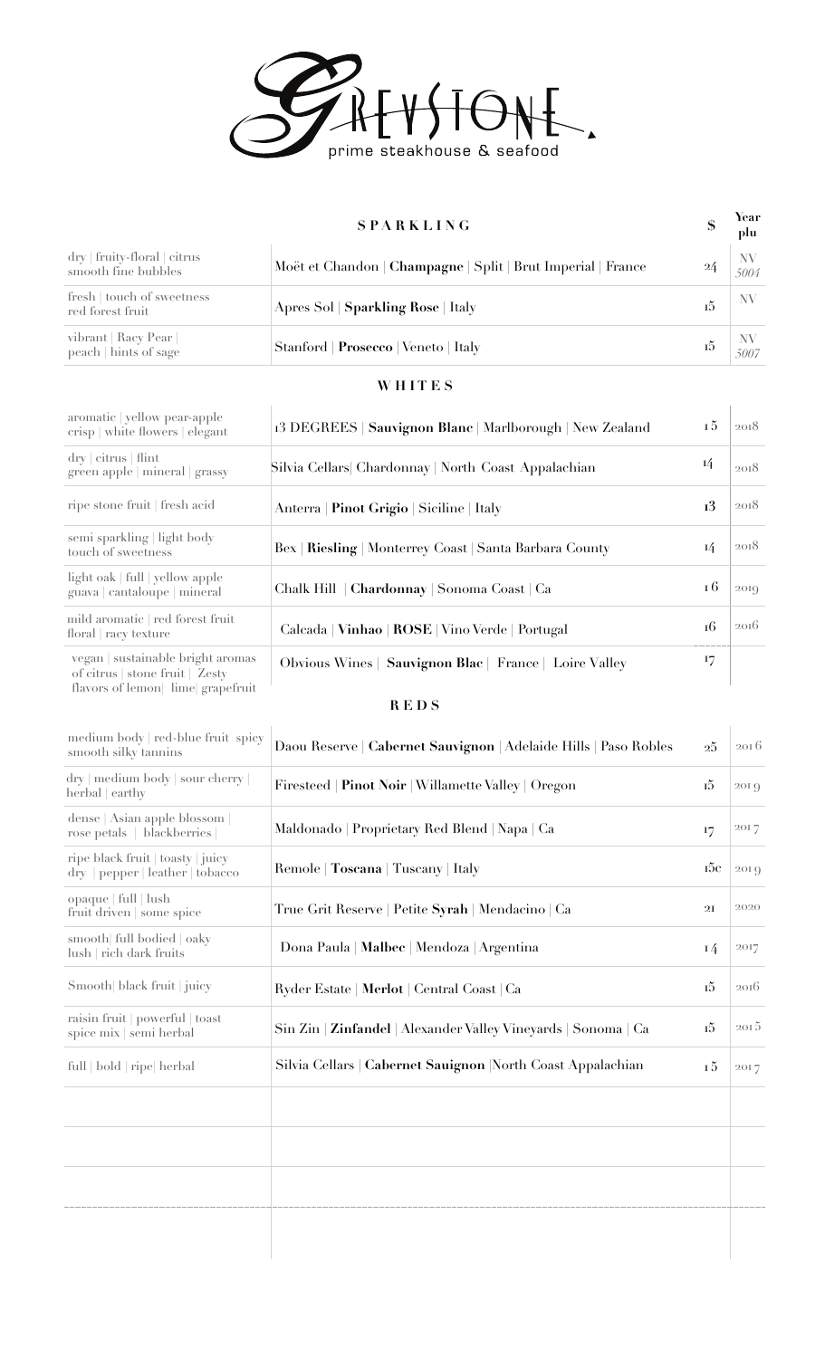# GREYSTONE

prime steakhouse & seafood

| | SPARKLING | $ | Year plu |
|---|---|---|---|
| dry \| fruity-floral \| citrus smooth fine bubbles | Moët et Chandon \| **Champagne** \| Split \| Brut Imperial \| France | 24 | NV 5004 |
| fresh \| touch of sweetness red forest fruit | Apres Sol \| **Sparkling Rose** \| Italy | 15 | NV |
| vibrant \| Racy Pear \| peach \| hints of sage | Stanford \| **Prosecco** \| Veneto \| Italy | 15 | NV 5007 |

| | WHITES | | |
|---|---|---|---|
| aromatic \| yellow pear-apple crisp \| white flowers \| elegant | 13 DEGREES \| **Sauvignon Blanc** \| Marlborough \| New Zealand | 15 | 2018 |
| dry \| citrus \| flint green apple \| mineral \| grassy | Silvia Cellars\| Chardonnay \| North Coast Appalachian | 14 | 2018 |
| ripe stone fruit \| fresh acid | Anterra \| **Pinot Grigio** \| Siciline \| Italy | 13 | 2018 |
| semi sparkling \| light body touch of sweetness | Bex \| **Riesling** \| Monterrey Coast \| Santa Barbara County | 14 | 2018 |
| light oak \| full \| yellow apple guava \| cantaloupe \| mineral | Chalk Hill \| **Chardonnay** \| Sonoma Coast \| Ca | 16 | 2019 |
| mild aromatic \| red forest fruit floral \| racy texture | Calcada \| **Vinhao** \| **ROSE** \| Vino Verde \| Portugal | 16 | 2016 |
| vegan \| sustainable bright aromas of citrus \| stone fruit \| Zesty flavors of lemon\| lime\| grapefruit | Obvious Wines \| **Sauvignon Blac** \| France \| Loire Valley | 17 | |

| | REDS | | |
|---|---|---|---|
| medium body \| red-blue fruit spicy smooth silky tannins | Daou Reserve \| **Cabernet Sauvignon** \| Adelaide Hills \| Paso Robles | 25 | 2016 |
| dry \| medium body \| sour cherry \| herbal \| earthy | Firesteed \| **Pinot Noir** \| Willamette Valley \| Oregon | 15 | 2019 |
| dense \| Asian apple blossom \| rose petals \| blackberries \| | Maldonado \| Proprietary Red Blend \| Napa \| Ca | 17 | 2017 |
| ripe black fruit \| toasty \| juicy dry \| pepper \| leather \| tobacco | Remole \| **Toscana** \| Tuscany \| Italy | 15c | 2019 |
| opaque \| full \| lush fruit driven \| some spice | True Grit Reserve \| Petite **Syrah** \| Mendacino \| Ca | 21 | 2020 |
| smooth\| full bodied \| oaky lush \| rich dark fruits | Dona Paula \| **Malbec** \| Mendoza \| Argentina | 14 | 2017 |
| Smooth\| black fruit \| juicy | Ryder Estate \| **Merlot** \| Central Coast \| Ca | 15 | 2016 |
| raisin fruit \| powerful \| toast spice mix \| semi herbal | Sin Zin \| **Zinfandel** \| Alexander Valley Vineyards \| Sonoma \| Ca | 15 | 2015 |
| full \| bold \| ripe\| herbal | Silvia Cellars \| **Cabernet Sauignon** \|North Coast Appalachian | 15 | 2017 |